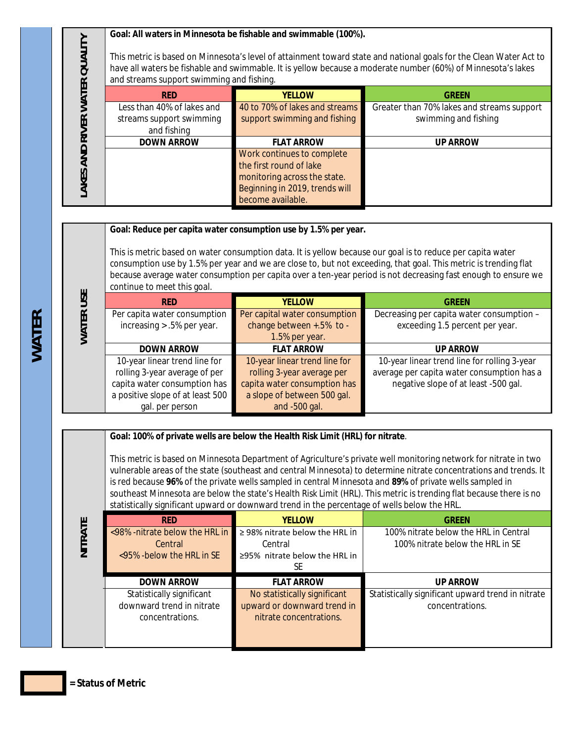# WATER

## LAKES AND RIVER WATER QUALITY

**Goal: All waters in Minnesota be fishable and swimmable (100%).**

This metric is based on Minnesota's level of attainment toward state and national goals for the Clean Water Act to have all waters be fishable and swimmable. It is yellow because a moderate number (60%) of Minnesota's lakes and streams support swimming and fishing.

| RED | YELLOW | GREEN |
|---|---|---|
| Less than 40% of lakes and streams support swimming and fishing | 40 to 70% of lakes and streams support swimming and fishing | Greater than 70% lakes and streams support swimming and fishing |
| **DOWN ARROW** | **FLAT ARROW** | **UP ARROW** |
| | Work continues to complete the first round of lake monitoring across the state. Beginning in 2019, trends will become available. | |

## WATER USE

**Goal: Reduce per capita water consumption use by 1.5% per year.**

This is metric based on water consumption data. It is yellow because our goal is to reduce per capita water consumption use by 1.5% per year and we are close to, but not exceeding, that goal. This metric is trending flat because average water consumption per capita over a ten-year period is not decreasing fast enough to ensure we continue to meet this goal.

| RED | YELLOW | GREEN |
|---|---|---|
| Per capita water consumption increasing >.5% per year. | Per capital water consumption change between +.5% to -1.5% per year. | Decreasing per capita water consumption – exceeding 1.5 percent per year. |
| **DOWN ARROW** | **FLAT ARROW** | **UP ARROW** |
| 10-year linear trend line for rolling 3-year average of per capita water consumption has a positive slope of at least 500 gal. per person | 10-year linear trend line for rolling 3-year average per capita water consumption has a slope of between 500 gal. and -500 gal. | 10-year linear trend line for rolling 3-year average per capita water consumption has a negative slope of at least -500 gal. |

## NITRATE

**Goal: 100% of private wells are below the Health Risk Limit (HRL) for nitrate**.

This metric is based on Minnesota Department of Agriculture's private well monitoring network for nitrate in two vulnerable areas of the state (southeast and central Minnesota) to determine nitrate concentrations and trends. It is red because **96%** of the private wells sampled in central Minnesota and **89%** of private wells sampled in southeast Minnesota are below the state's Health Risk Limit (HRL). This metric is trending flat because there is no statistically significant upward or downward trend in the percentage of wells below the HRL.

| RED | YELLOW | GREEN |
|---|---|---|
| <98% -nitrate below the HRL in Central<br><95% -below the HRL in SE | ≥ 98% nitrate below the HRL in Central<br>≥95% nitrate below the HRL in SE | 100% nitrate below the HRL in Central<br>100% nitrate below the HRL in SE |
| **DOWN ARROW** | **FLAT ARROW** | **UP ARROW** |
| Statistically significant downward trend in nitrate concentrations. | No statistically significant upward or downward trend in nitrate concentrations. | Statistically significant upward trend in nitrate concentrations. |

**= Status of Metric**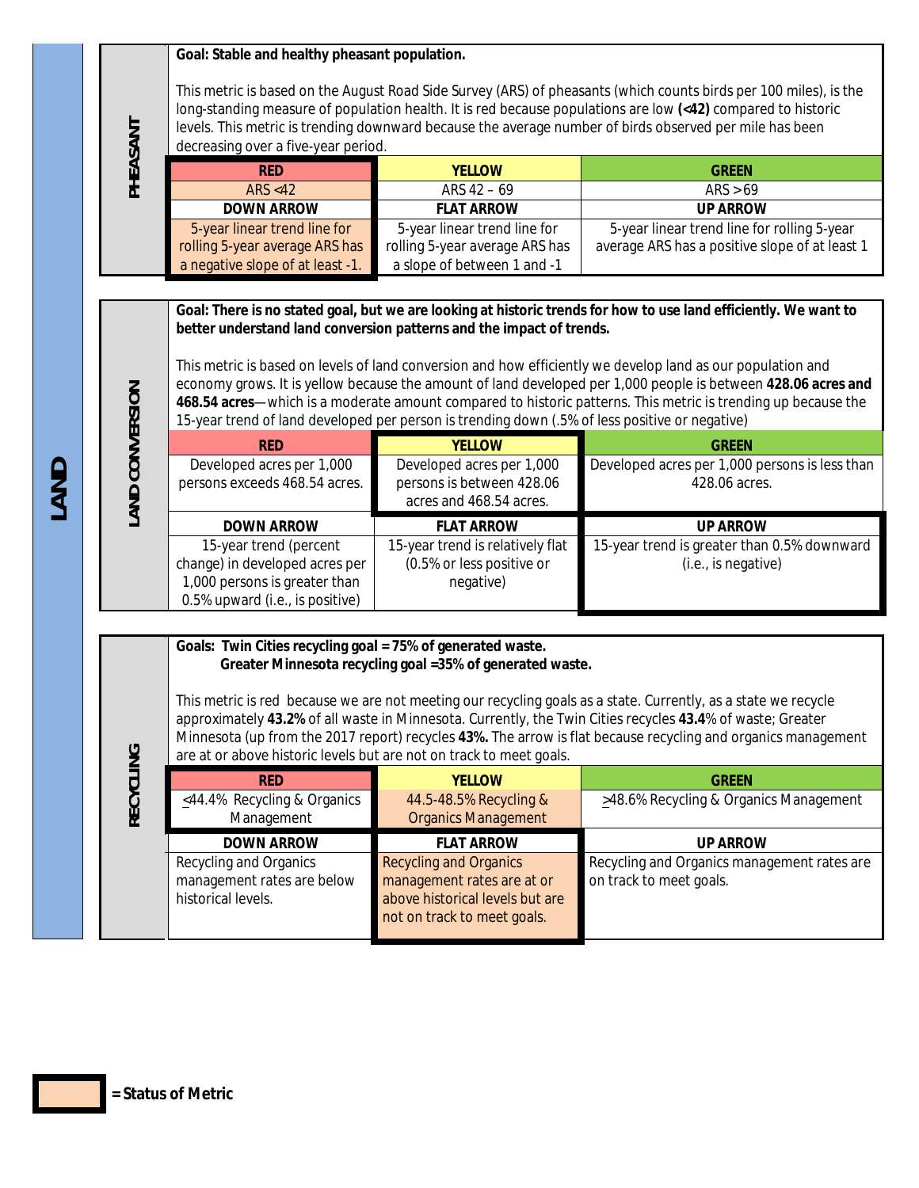# LAND

## PHEASANT

**Goal: Stable and healthy pheasant population.**

This metric is based on the August Road Side Survey (ARS) of pheasants (which counts birds per 100 miles), is the long-standing measure of population health. It is red because populations are low **(<42)** compared to historic levels. This metric is trending downward because the average number of birds observed per mile has been decreasing over a five-year period.

| RED | YELLOW | GREEN |
|---|---|---|
| ARS <42 | ARS 42 – 69 | ARS >69 |
| **DOWN ARROW** | **FLAT ARROW** | **UP ARROW** |
| 5-year linear trend line for rolling 5-year average ARS has a negative slope of at least -1. | 5-year linear trend line for rolling 5-year average ARS has a slope of between 1 and -1 | 5-year linear trend line for rolling 5-year average ARS has a positive slope of at least 1 |

## LAND CONVERSION

**Goal: There is no stated goal, but we are looking at historic trends for how to use land efficiently. We want to better understand land conversion patterns and the impact of trends.**

This metric is based on levels of land conversion and how efficiently we develop land as our population and economy grows. It is yellow because the amount of land developed per 1,000 people is between **428.06 acres and 468.54 acres**—which is a moderate amount compared to historic patterns. This metric is trending up because the 15-year trend of land developed per person is trending down (.5% of less positive or negative)

| RED | YELLOW | GREEN |
|---|---|---|
| Developed acres per 1,000 persons exceeds 468.54 acres. | Developed acres per 1,000 persons is between 428.06 acres and 468.54 acres. | Developed acres per 1,000 persons is less than 428.06 acres. |
| **DOWN ARROW** | **FLAT ARROW** | **UP ARROW** |
| 15-year trend (percent change) in developed acres per 1,000 persons is greater than 0.5% upward (i.e., is positive) | 15-year trend is relatively flat (0.5% or less positive or negative) | 15-year trend is greater than 0.5% downward (i.e., is negative) |

## RECYCLING

**Goals: Twin Cities recycling goal = 75% of generated waste.**
**Greater Minnesota recycling goal =35% of generated waste.**

This metric is red because we are not meeting our recycling goals as a state. Currently, as a state we recycle approximately **43.2%** of all waste in Minnesota. Currently, the Twin Cities recycles **43.4**% of waste; Greater Minnesota (up from the 2017 report) recycles **43%.** The arrow is flat because recycling and organics management are at or above historic levels but are not on track to meet goals.

| RED | YELLOW | GREEN |
|---|---|---|
| ≤44.4% Recycling & Organics Management | 44.5-48.5% Recycling & Organics Management | ≥48.6% Recycling & Organics Management |
| **DOWN ARROW** | **FLAT ARROW** | **UP ARROW** |
| Recycling and Organics management rates are below historical levels. | Recycling and Organics management rates are at or above historical levels but are not on track to meet goals. | Recycling and Organics management rates are on track to meet goals. |

= Status of Metric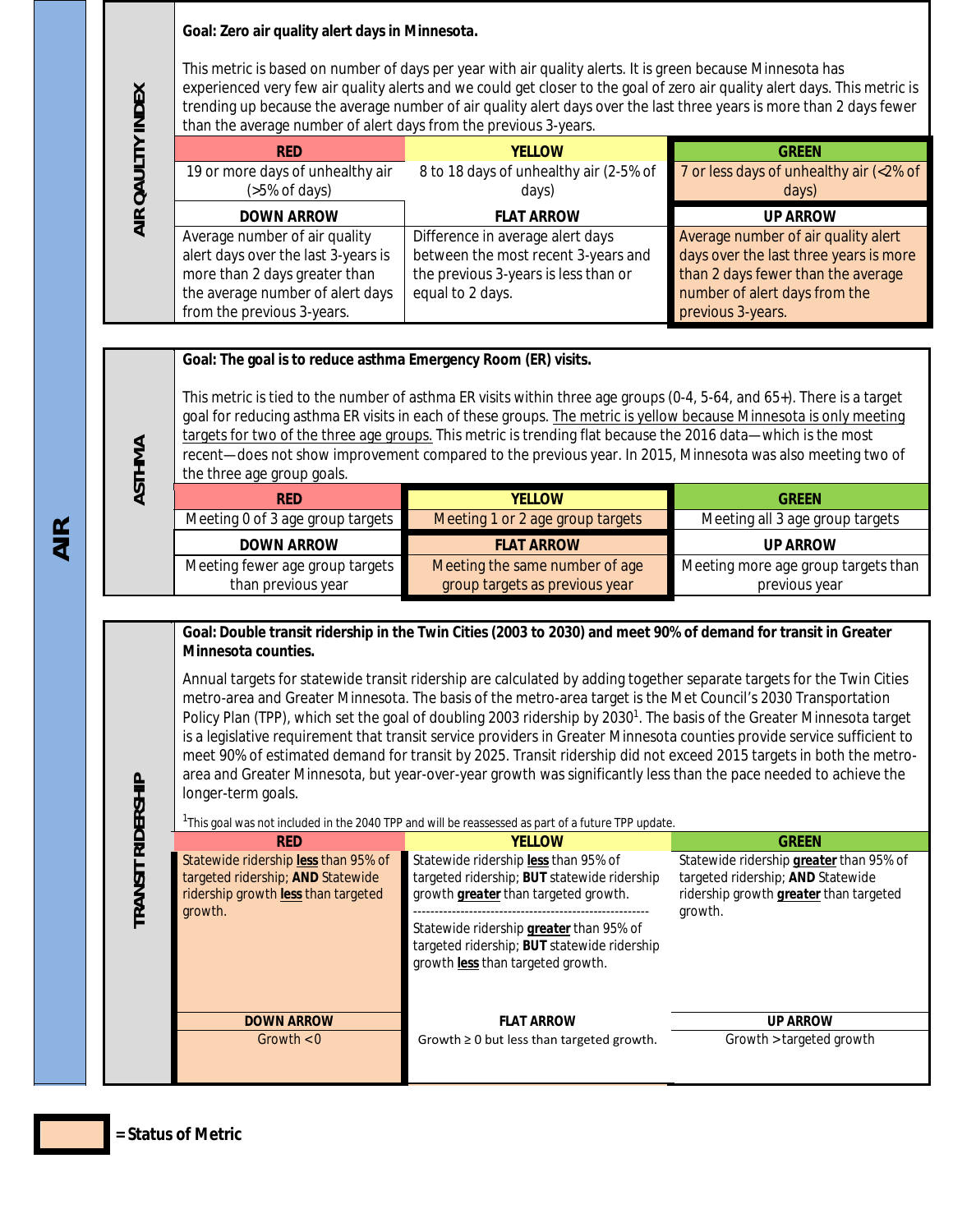# AIR

## AIR QAULITY INDEX

**Goal: Zero air quality alert days in Minnesota.**

This metric is based on number of days per year with air quality alerts. It is green because Minnesota has experienced very few air quality alerts and we could get closer to the goal of zero air quality alert days. This metric is trending up because the average number of air quality alert days over the last three years is more than 2 days fewer than the average number of alert days from the previous 3-years.

| RED | YELLOW | GREEN |
|---|---|---|
| 19 or more days of unhealthy air (>5% of days) | 8 to 18 days of unhealthy air (2-5% of days) | 7 or less days of unhealthy air (<2% of days) |
| **DOWN ARROW** | **FLAT ARROW** | **UP ARROW** |
| Average number of air quality alert days over the last 3-years is more than 2 days greater than the average number of alert days from the previous 3-years. | Difference in average alert days between the most recent 3-years and the previous 3-years is less than or equal to 2 days. | Average number of air quality alert days over the last three years is more than 2 days fewer than the average number of alert days from the previous 3-years. |

## ASTHMA

**Goal: The goal is to reduce asthma Emergency Room (ER) visits.**

This metric is tied to the number of asthma ER visits within three age groups (0-4, 5-64, and 65+). There is a target goal for reducing asthma ER visits in each of these groups. The metric is yellow because Minnesota is only meeting targets for two of the three age groups. This metric is trending flat because the 2016 data—which is the most recent—does not show improvement compared to the previous year. In 2015, Minnesota was also meeting two of the three age group goals.

| RED | YELLOW | GREEN |
|---|---|---|
| Meeting 0 of 3 age group targets | Meeting 1 or 2 age group targets | Meeting all 3 age group targets |
| **DOWN ARROW** | **FLAT ARROW** | **UP ARROW** |
| Meeting fewer age group targets than previous year | Meeting the same number of age group targets as previous year | Meeting more age group targets than previous year |

## TRANSIT RIDERSHIP

**Goal: Double transit ridership in the Twin Cities (2003 to 2030) and meet 90% of demand for transit in Greater Minnesota counties.**

Annual targets for statewide transit ridership are calculated by adding together separate targets for the Twin Cities metro-area and Greater Minnesota. The basis of the metro-area target is the Met Council's 2030 Transportation Policy Plan (TPP), which set the goal of doubling 2003 ridership by 2030[1]. The basis of the Greater Minnesota target is a legislative requirement that transit service providers in Greater Minnesota counties provide service sufficient to meet 90% of estimated demand for transit by 2025. Transit ridership did not exceed 2015 targets in both the metro-area and Greater Minnesota, but year-over-year growth was significantly less than the pace needed to achieve the longer-term goals.

[1]This goal was not included in the 2040 TPP and will be reassessed as part of a future TPP update.

| RED | YELLOW | GREEN |
|---|---|---|
| Statewide ridership **less** than 95% of targeted ridership; **AND** Statewide ridership growth **less** than targeted growth. | Statewide ridership **less** than 95% of targeted ridership; **BUT** statewide ridership growth **greater** than targeted growth.<br>------------------------------------------------------<br>Statewide ridership **greater** than 95% of targeted ridership; **BUT** statewide ridership growth **less** than targeted growth. | Statewide ridership **greater** than 95% of targeted ridership; **AND** Statewide ridership growth **greater** than targeted growth. |
| **DOWN ARROW** | **FLAT ARROW** | **UP ARROW** |
| Growth < 0 | Growth ≥ 0 but less than targeted growth. | Growth > targeted growth |

= **Status of Metric**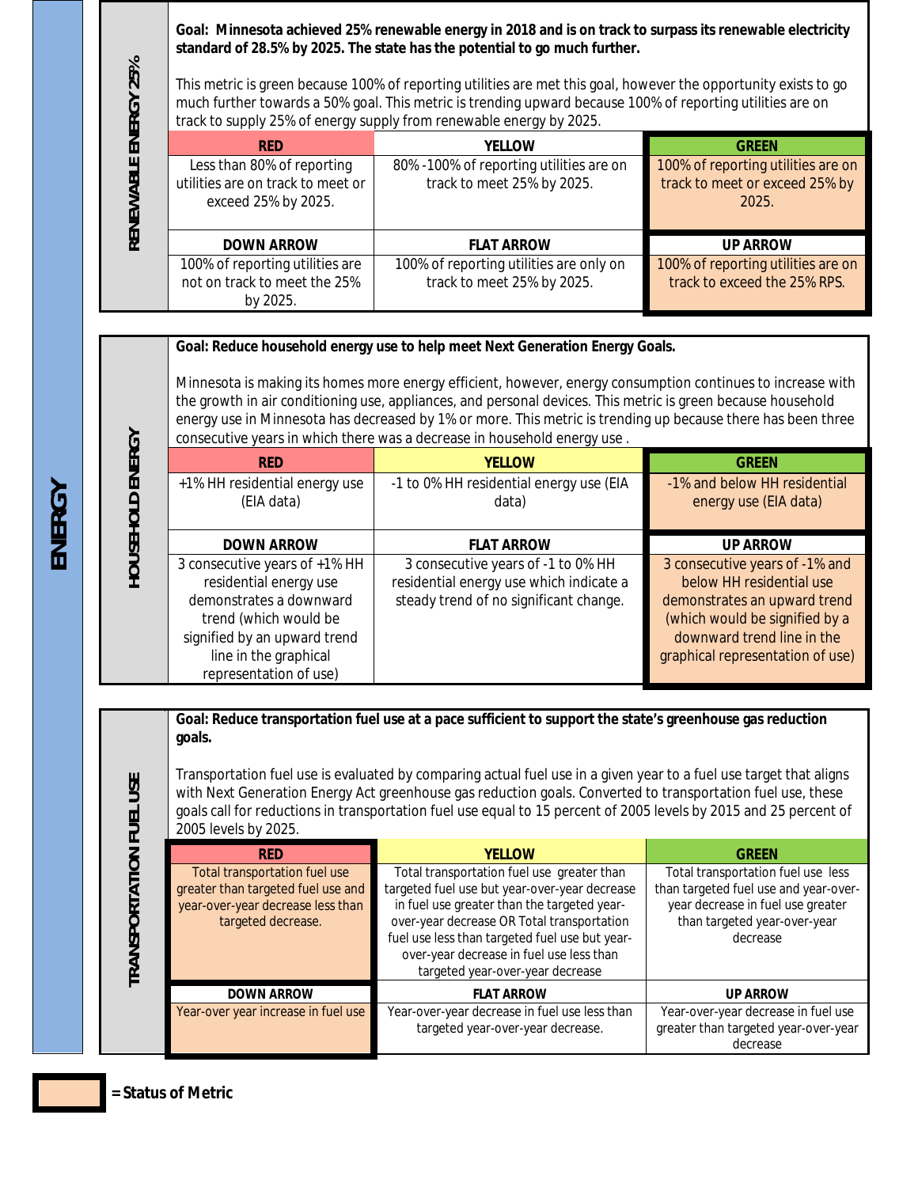# ENERGY

## RENEWABLE ENERGY 25%

**Goal: Minnesota achieved 25% renewable energy in 2018 and is on track to surpass its renewable electricity standard of 28.5% by 2025. The state has the potential to go much further.**

This metric is green because 100% of reporting utilities are met this goal, however the opportunity exists to go much further towards a 50% goal. This metric is trending upward because 100% of reporting utilities are on track to supply 25% of energy supply from renewable energy by 2025.

| RED | YELLOW | GREEN |
|---|---|---|
| Less than 80% of reporting utilities are on track to meet or exceed 25% by 2025. | 80% -100% of reporting utilities are on track to meet 25% by 2025. | 100% of reporting utilities are on track to meet or exceed 25% by 2025. |
| **DOWN ARROW** | **FLAT ARROW** | **UP ARROW** |
| 100% of reporting utilities are not on track to meet the 25% by 2025. | 100% of reporting utilities are only on track to meet 25% by 2025. | 100% of reporting utilities are on track to exceed the 25% RPS. |

## HOUSEHOLD ENERGY

**Goal: Reduce household energy use to help meet Next Generation Energy Goals.**

Minnesota is making its homes more energy efficient, however, energy consumption continues to increase with the growth in air conditioning use, appliances, and personal devices. This metric is green because household energy use in Minnesota has decreased by 1% or more. This metric is trending up because there has been three consecutive years in which there was a decrease in household energy use .

| RED | YELLOW | GREEN |
|---|---|---|
| +1% HH residential energy use (EIA data) | -1 to 0% HH residential energy use (EIA data) | -1% and below HH residential energy use (EIA data) |
| **DOWN ARROW** | **FLAT ARROW** | **UP ARROW** |
| 3 consecutive years of +1% HH residential energy use demonstrates a downward trend (which would be signified by an upward trend line in the graphical representation of use) | 3 consecutive years of -1 to 0% HH residential energy use which indicate a steady trend of no significant change. | 3 consecutive years of -1% and below HH residential use demonstrates an upward trend (which would be signified by a downward trend line in the graphical representation of use) |

## TRANSPORTATION FUEL USE

**Goal: Reduce transportation fuel use at a pace sufficient to support the state's greenhouse gas reduction goals.**

Transportation fuel use is evaluated by comparing actual fuel use in a given year to a fuel use target that aligns with Next Generation Energy Act greenhouse gas reduction goals. Converted to transportation fuel use, these goals call for reductions in transportation fuel use equal to 15 percent of 2005 levels by 2015 and 25 percent of 2005 levels by 2025.

| RED | YELLOW | GREEN |
|---|---|---|
| Total transportation fuel use greater than targeted fuel use and year-over-year decrease less than targeted decrease. | Total transportation fuel use greater than targeted fuel use but year-over-year decrease in fuel use greater than the targeted year-over-year decrease OR Total transportation fuel use less than targeted fuel use but year-over-year decrease in fuel use less than targeted year-over-year decrease | Total transportation fuel use less than targeted fuel use and year-over-year decrease in fuel use greater than targeted year-over-year decrease |
| **DOWN ARROW** | **FLAT ARROW** | **UP ARROW** |
| Year-over year increase in fuel use | Year-over-year decrease in fuel use less than targeted year-over-year decrease. | Year-over-year decrease in fuel use greater than targeted year-over-year decrease |

**= Status of Metric**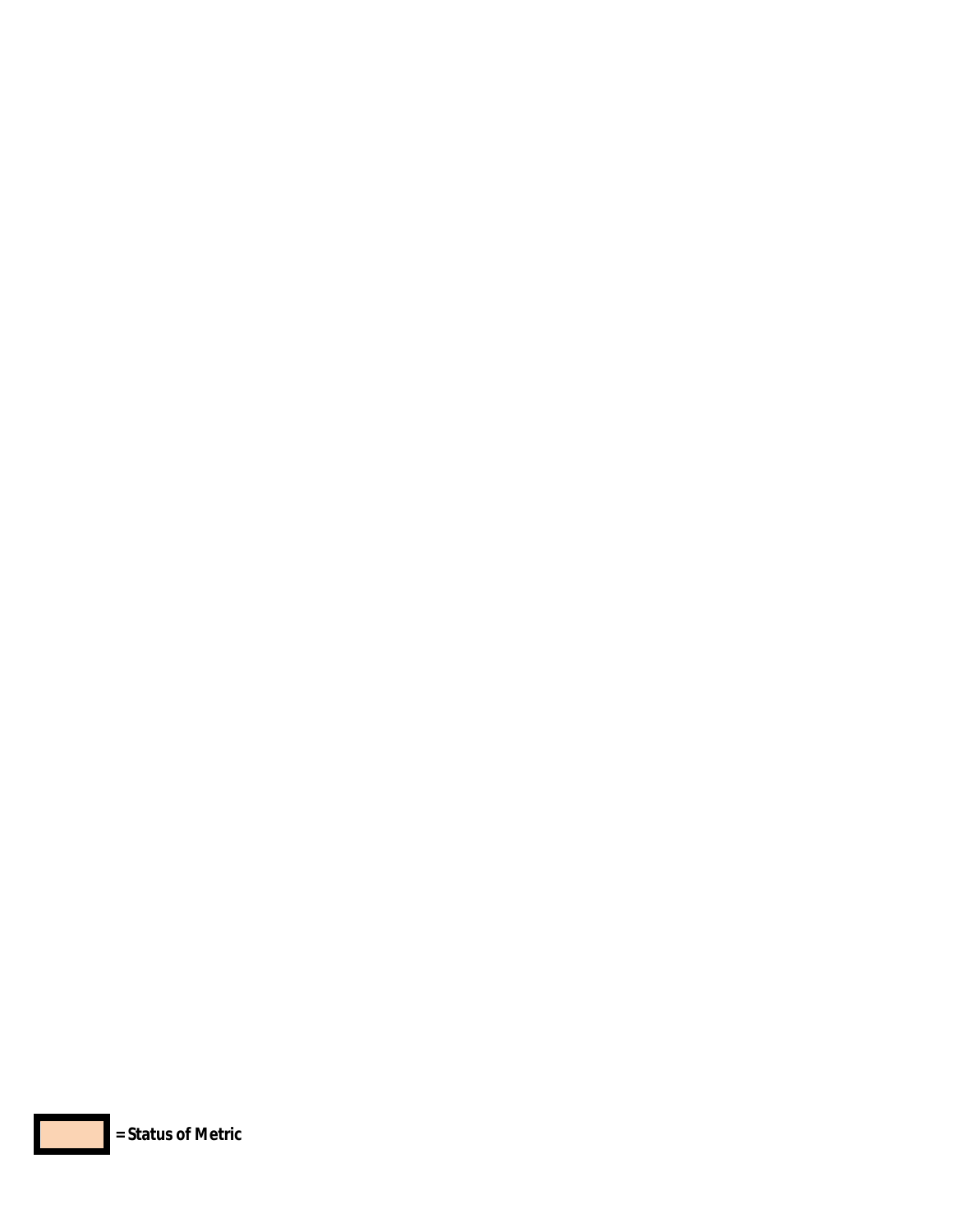= Status of Metric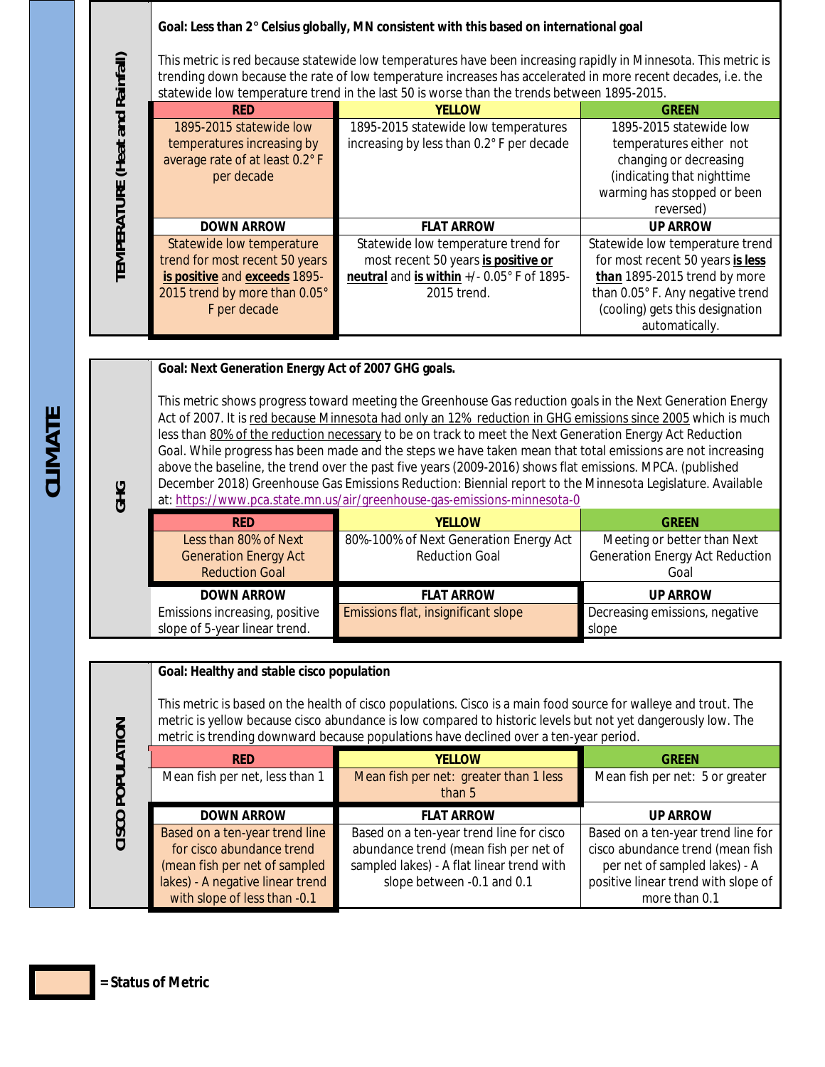# CLIMATE

## TEMPERATURE (Heat and Rainfall)

**Goal: Less than 2° Celsius globally, MN consistent with this based on international goal**

This metric is red because statewide low temperatures have been increasing rapidly in Minnesota. This metric is trending down because the rate of low temperature increases has accelerated in more recent decades, i.e. the statewide low temperature trend in the last 50 is worse than the trends between 1895-2015.

| RED | YELLOW | GREEN |
|---|---|---|
| 1895-2015 statewide low temperatures increasing by average rate of at least 0.2° F per decade | 1895-2015 statewide low temperatures increasing by less than 0.2° F per decade | 1895-2015 statewide low temperatures either not changing or decreasing (indicating that nighttime warming has stopped or been reversed) |
| **DOWN ARROW** | **FLAT ARROW** | **UP ARROW** |
| Statewide low temperature trend for most recent 50 years **is positive** and **exceeds** 1895-2015 trend by more than 0.05° F per decade | Statewide low temperature trend for most recent 50 years **is positive or neutral** and **is within** +/- 0.05° F of 1895-2015 trend. | Statewide low temperature trend for most recent 50 years **is less than** 1895-2015 trend by more than 0.05° F. Any negative trend (cooling) gets this designation automatically. |

## GHG

**Goal: Next Generation Energy Act of 2007 GHG goals.**

This metric shows progress toward meeting the Greenhouse Gas reduction goals in the Next Generation Energy Act of 2007. It is red because Minnesota had only an 12% reduction in GHG emissions since 2005 which is much less than 80% of the reduction necessary to be on track to meet the Next Generation Energy Act Reduction Goal. While progress has been made and the steps we have taken mean that total emissions are not increasing above the baseline, the trend over the past five years (2009-2016) shows flat emissions. MPCA. (published December 2018) Greenhouse Gas Emissions Reduction: Biennial report to the Minnesota Legislature. Available at: https://www.pca.state.mn.us/air/greenhouse-gas-emissions-minnesota-0

| RED | YELLOW | GREEN |
|---|---|---|
| Less than 80% of Next Generation Energy Act Reduction Goal | 80%-100% of Next Generation Energy Act Reduction Goal | Meeting or better than Next Generation Energy Act Reduction Goal |
| **DOWN ARROW** | **FLAT ARROW** | **UP ARROW** |
| Emissions increasing, positive slope of 5-year linear trend. | Emissions flat, insignificant slope | Decreasing emissions, negative slope |

## CISCO POPULATION

**Goal: Healthy and stable cisco population**

This metric is based on the health of cisco populations. Cisco is a main food source for walleye and trout. The metric is yellow because cisco abundance is low compared to historic levels but not yet dangerously low. The metric is trending downward because populations have declined over a ten-year period.

| RED | YELLOW | GREEN |
|---|---|---|
| Mean fish per net, less than 1 | Mean fish per net: greater than 1 less than 5 | Mean fish per net: 5 or greater |
| **DOWN ARROW** | **FLAT ARROW** | **UP ARROW** |
| Based on a ten-year trend line for cisco abundance trend (mean fish per net of sampled lakes) - A negative linear trend with slope of less than -0.1 | Based on a ten-year trend line for cisco abundance trend (mean fish per net of sampled lakes) - A flat linear trend with slope between -0.1 and 0.1 | Based on a ten-year trend line for cisco abundance trend (mean fish per net of sampled lakes) - A positive linear trend with slope of more than 0.1 |

**= Status of Metric**